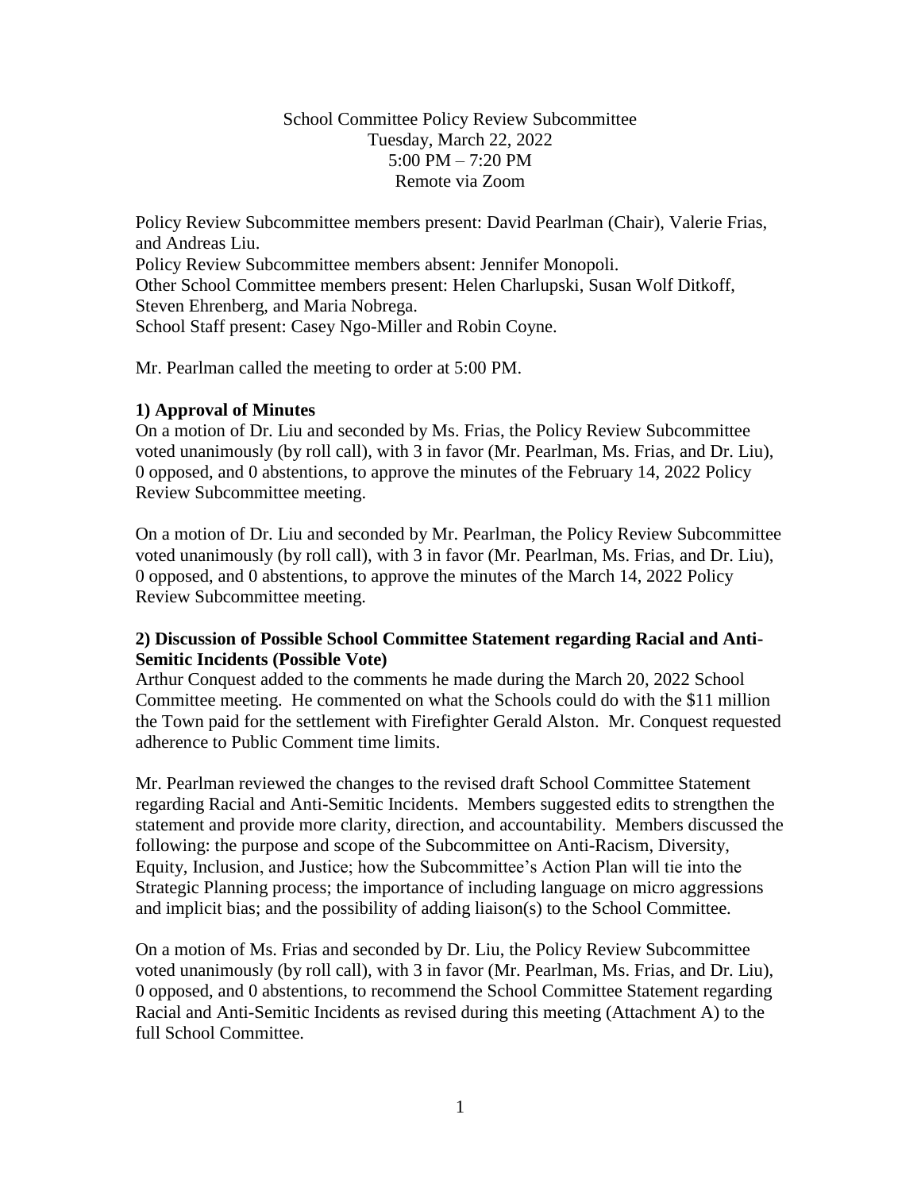School Committee Policy Review Subcommittee
Tuesday, March 22, 2022
5:00 PM – 7:20 PM
Remote via Zoom

Policy Review Subcommittee members present: David Pearlman (Chair), Valerie Frias, and Andreas Liu.
Policy Review Subcommittee members absent: Jennifer Monopoli.
Other School Committee members present: Helen Charlupski, Susan Wolf Ditkoff, Steven Ehrenberg, and Maria Nobrega.
School Staff present: Casey Ngo-Miller and Robin Coyne.

Mr. Pearlman called the meeting to order at 5:00 PM.

**1) Approval of Minutes**

On a motion of Dr. Liu and seconded by Ms. Frias, the Policy Review Subcommittee voted unanimously (by roll call), with 3 in favor (Mr. Pearlman, Ms. Frias, and Dr. Liu), 0 opposed, and 0 abstentions, to approve the minutes of the February 14, 2022 Policy Review Subcommittee meeting.

On a motion of Dr. Liu and seconded by Mr. Pearlman, the Policy Review Subcommittee voted unanimously (by roll call), with 3 in favor (Mr. Pearlman, Ms. Frias, and Dr. Liu), 0 opposed, and 0 abstentions, to approve the minutes of the March 14, 2022 Policy Review Subcommittee meeting.

**2) Discussion of Possible School Committee Statement regarding Racial and Anti-Semitic Incidents (Possible Vote)**

Arthur Conquest added to the comments he made during the March 20, 2022 School Committee meeting. He commented on what the Schools could do with the $11 million the Town paid for the settlement with Firefighter Gerald Alston. Mr. Conquest requested adherence to Public Comment time limits.

Mr. Pearlman reviewed the changes to the revised draft School Committee Statement regarding Racial and Anti-Semitic Incidents. Members suggested edits to strengthen the statement and provide more clarity, direction, and accountability. Members discussed the following: the purpose and scope of the Subcommittee on Anti-Racism, Diversity, Equity, Inclusion, and Justice; how the Subcommittee's Action Plan will tie into the Strategic Planning process; the importance of including language on micro aggressions and implicit bias; and the possibility of adding liaison(s) to the School Committee.

On a motion of Ms. Frias and seconded by Dr. Liu, the Policy Review Subcommittee voted unanimously (by roll call), with 3 in favor (Mr. Pearlman, Ms. Frias, and Dr. Liu), 0 opposed, and 0 abstentions, to recommend the School Committee Statement regarding Racial and Anti-Semitic Incidents as revised during this meeting (Attachment A) to the full School Committee.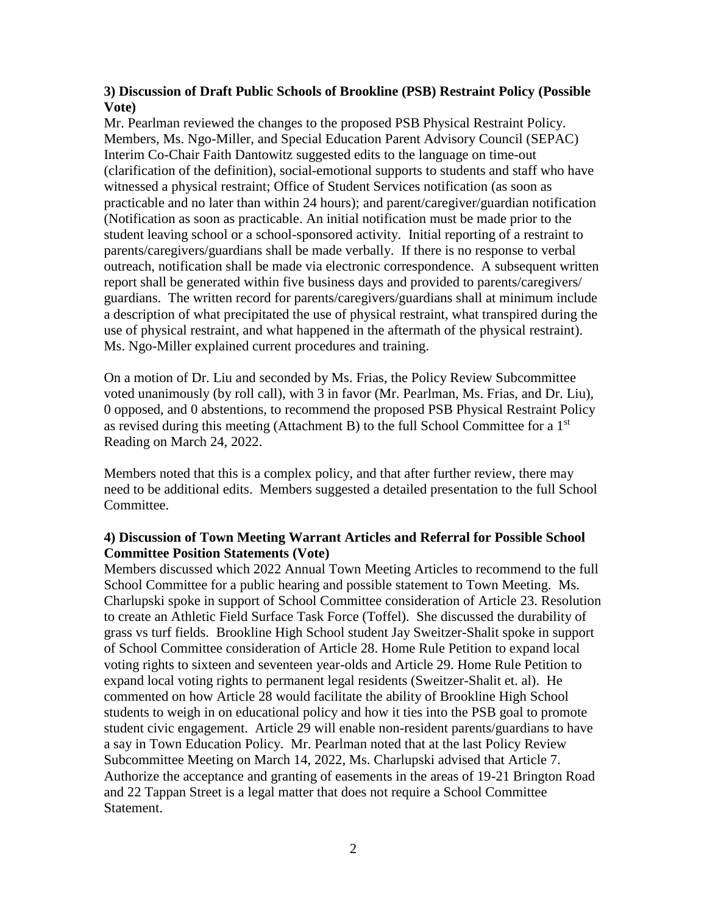### 3) Discussion of Draft Public Schools of Brookline (PSB) Restraint Policy (Possible Vote)

Mr. Pearlman reviewed the changes to the proposed PSB Physical Restraint Policy. Members, Ms. Ngo-Miller, and Special Education Parent Advisory Council (SEPAC) Interim Co-Chair Faith Dantowitz suggested edits to the language on time-out (clarification of the definition), social-emotional supports to students and staff who have witnessed a physical restraint; Office of Student Services notification (as soon as practicable and no later than within 24 hours); and parent/caregiver/guardian notification (Notification as soon as practicable. An initial notification must be made prior to the student leaving school or a school-sponsored activity. Initial reporting of a restraint to parents/caregivers/guardians shall be made verbally. If there is no response to verbal outreach, notification shall be made via electronic correspondence. A subsequent written report shall be generated within five business days and provided to parents/caregivers/ guardians. The written record for parents/caregivers/guardians shall at minimum include a description of what precipitated the use of physical restraint, what transpired during the use of physical restraint, and what happened in the aftermath of the physical restraint). Ms. Ngo-Miller explained current procedures and training.

On a motion of Dr. Liu and seconded by Ms. Frias, the Policy Review Subcommittee voted unanimously (by roll call), with 3 in favor (Mr. Pearlman, Ms. Frias, and Dr. Liu), 0 opposed, and 0 abstentions, to recommend the proposed PSB Physical Restraint Policy as revised during this meeting (Attachment B) to the full School Committee for a 1st Reading on March 24, 2022.

Members noted that this is a complex policy, and that after further review, there may need to be additional edits. Members suggested a detailed presentation to the full School Committee.

### 4) Discussion of Town Meeting Warrant Articles and Referral for Possible School Committee Position Statements (Vote)

Members discussed which 2022 Annual Town Meeting Articles to recommend to the full School Committee for a public hearing and possible statement to Town Meeting. Ms. Charlupski spoke in support of School Committee consideration of Article 23. Resolution to create an Athletic Field Surface Task Force (Toffel). She discussed the durability of grass vs turf fields. Brookline High School student Jay Sweitzer-Shalit spoke in support of School Committee consideration of Article 28. Home Rule Petition to expand local voting rights to sixteen and seventeen year-olds and Article 29. Home Rule Petition to expand local voting rights to permanent legal residents (Sweitzer-Shalit et. al). He commented on how Article 28 would facilitate the ability of Brookline High School students to weigh in on educational policy and how it ties into the PSB goal to promote student civic engagement. Article 29 will enable non-resident parents/guardians to have a say in Town Education Policy. Mr. Pearlman noted that at the last Policy Review Subcommittee Meeting on March 14, 2022, Ms. Charlupski advised that Article 7. Authorize the acceptance and granting of easements in the areas of 19-21 Brington Road and 22 Tappan Street is a legal matter that does not require a School Committee Statement.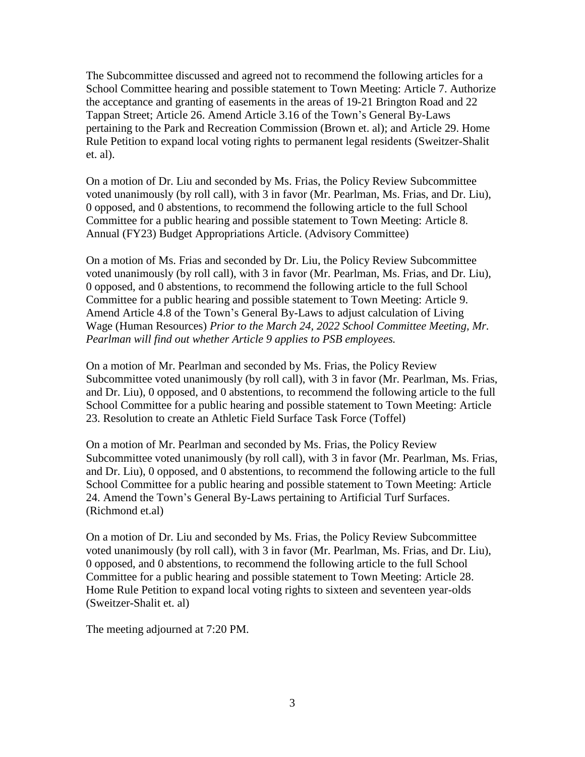The Subcommittee discussed and agreed not to recommend the following articles for a School Committee hearing and possible statement to Town Meeting: Article 7. Authorize the acceptance and granting of easements in the areas of 19-21 Brington Road and 22 Tappan Street; Article 26. Amend Article 3.16 of the Town's General By-Laws pertaining to the Park and Recreation Commission (Brown et. al); and Article 29. Home Rule Petition to expand local voting rights to permanent legal residents (Sweitzer-Shalit et. al).

On a motion of Dr. Liu and seconded by Ms. Frias, the Policy Review Subcommittee voted unanimously (by roll call), with 3 in favor (Mr. Pearlman, Ms. Frias, and Dr. Liu), 0 opposed, and 0 abstentions, to recommend the following article to the full School Committee for a public hearing and possible statement to Town Meeting: Article 8. Annual (FY23) Budget Appropriations Article. (Advisory Committee)

On a motion of Ms. Frias and seconded by Dr. Liu, the Policy Review Subcommittee voted unanimously (by roll call), with 3 in favor (Mr. Pearlman, Ms. Frias, and Dr. Liu), 0 opposed, and 0 abstentions, to recommend the following article to the full School Committee for a public hearing and possible statement to Town Meeting: Article 9. Amend Article 4.8 of the Town's General By-Laws to adjust calculation of Living Wage (Human Resources) *Prior to the March 24, 2022 School Committee Meeting, Mr. Pearlman will find out whether Article 9 applies to PSB employees.*

On a motion of Mr. Pearlman and seconded by Ms. Frias, the Policy Review Subcommittee voted unanimously (by roll call), with 3 in favor (Mr. Pearlman, Ms. Frias, and Dr. Liu), 0 opposed, and 0 abstentions, to recommend the following article to the full School Committee for a public hearing and possible statement to Town Meeting: Article 23. Resolution to create an Athletic Field Surface Task Force (Toffel)

On a motion of Mr. Pearlman and seconded by Ms. Frias, the Policy Review Subcommittee voted unanimously (by roll call), with 3 in favor (Mr. Pearlman, Ms. Frias, and Dr. Liu), 0 opposed, and 0 abstentions, to recommend the following article to the full School Committee for a public hearing and possible statement to Town Meeting: Article 24. Amend the Town's General By-Laws pertaining to Artificial Turf Surfaces. (Richmond et.al)

On a motion of Dr. Liu and seconded by Ms. Frias, the Policy Review Subcommittee voted unanimously (by roll call), with 3 in favor (Mr. Pearlman, Ms. Frias, and Dr. Liu), 0 opposed, and 0 abstentions, to recommend the following article to the full School Committee for a public hearing and possible statement to Town Meeting: Article 28. Home Rule Petition to expand local voting rights to sixteen and seventeen year-olds (Sweitzer-Shalit et. al)

The meeting adjourned at 7:20 PM.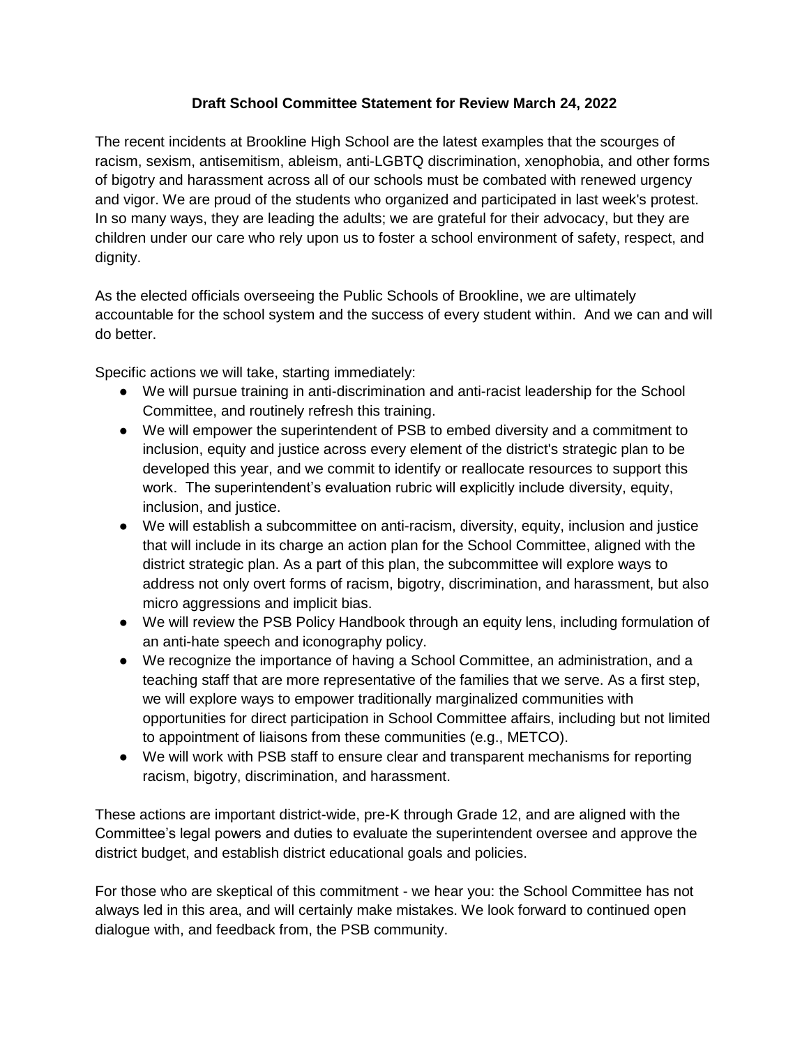**Draft School Committee Statement for Review March 24, 2022**

The recent incidents at Brookline High School are the latest examples that the scourges of racism, sexism, antisemitism, ableism, anti-LGBTQ discrimination, xenophobia, and other forms of bigotry and harassment across all of our schools must be combated with renewed urgency and vigor. We are proud of the students who organized and participated in last week's protest. In so many ways, they are leading the adults; we are grateful for their advocacy, but they are children under our care who rely upon us to foster a school environment of safety, respect, and dignity.

As the elected officials overseeing the Public Schools of Brookline, we are ultimately accountable for the school system and the success of every student within. And we can and will do better.

Specific actions we will take, starting immediately:

- We will pursue training in anti-discrimination and anti-racist leadership for the School Committee, and routinely refresh this training.
- We will empower the superintendent of PSB to embed diversity and a commitment to inclusion, equity and justice across every element of the district's strategic plan to be developed this year, and we commit to identify or reallocate resources to support this work. The superintendent's evaluation rubric will explicitly include diversity, equity, inclusion, and justice.
- We will establish a subcommittee on anti-racism, diversity, equity, inclusion and justice that will include in its charge an action plan for the School Committee, aligned with the district strategic plan. As a part of this plan, the subcommittee will explore ways to address not only overt forms of racism, bigotry, discrimination, and harassment, but also micro aggressions and implicit bias.
- We will review the PSB Policy Handbook through an equity lens, including formulation of an anti-hate speech and iconography policy.
- We recognize the importance of having a School Committee, an administration, and a teaching staff that are more representative of the families that we serve. As a first step, we will explore ways to empower traditionally marginalized communities with opportunities for direct participation in School Committee affairs, including but not limited to appointment of liaisons from these communities (e.g., METCO).
- We will work with PSB staff to ensure clear and transparent mechanisms for reporting racism, bigotry, discrimination, and harassment.

These actions are important district-wide, pre-K through Grade 12, and are aligned with the Committee's legal powers and duties to evaluate the superintendent oversee and approve the district budget, and establish district educational goals and policies.

For those who are skeptical of this commitment - we hear you: the School Committee has not always led in this area, and will certainly make mistakes. We look forward to continued open dialogue with, and feedback from, the PSB community.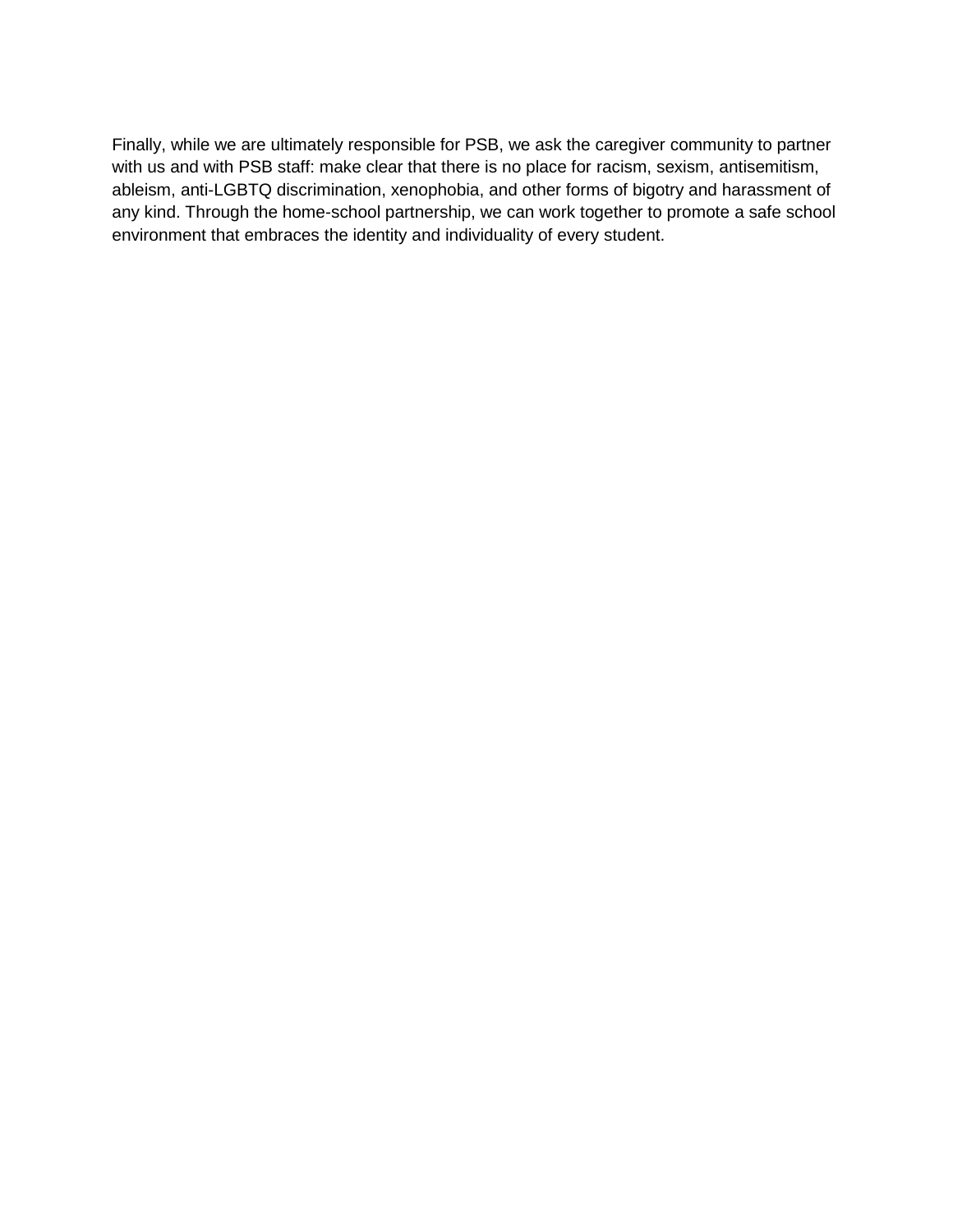Finally, while we are ultimately responsible for PSB, we ask the caregiver community to partner with us and with PSB staff: make clear that there is no place for racism, sexism, antisemitism, ableism, anti-LGBTQ discrimination, xenophobia, and other forms of bigotry and harassment of any kind. Through the home-school partnership, we can work together to promote a safe school environment that embraces the identity and individuality of every student.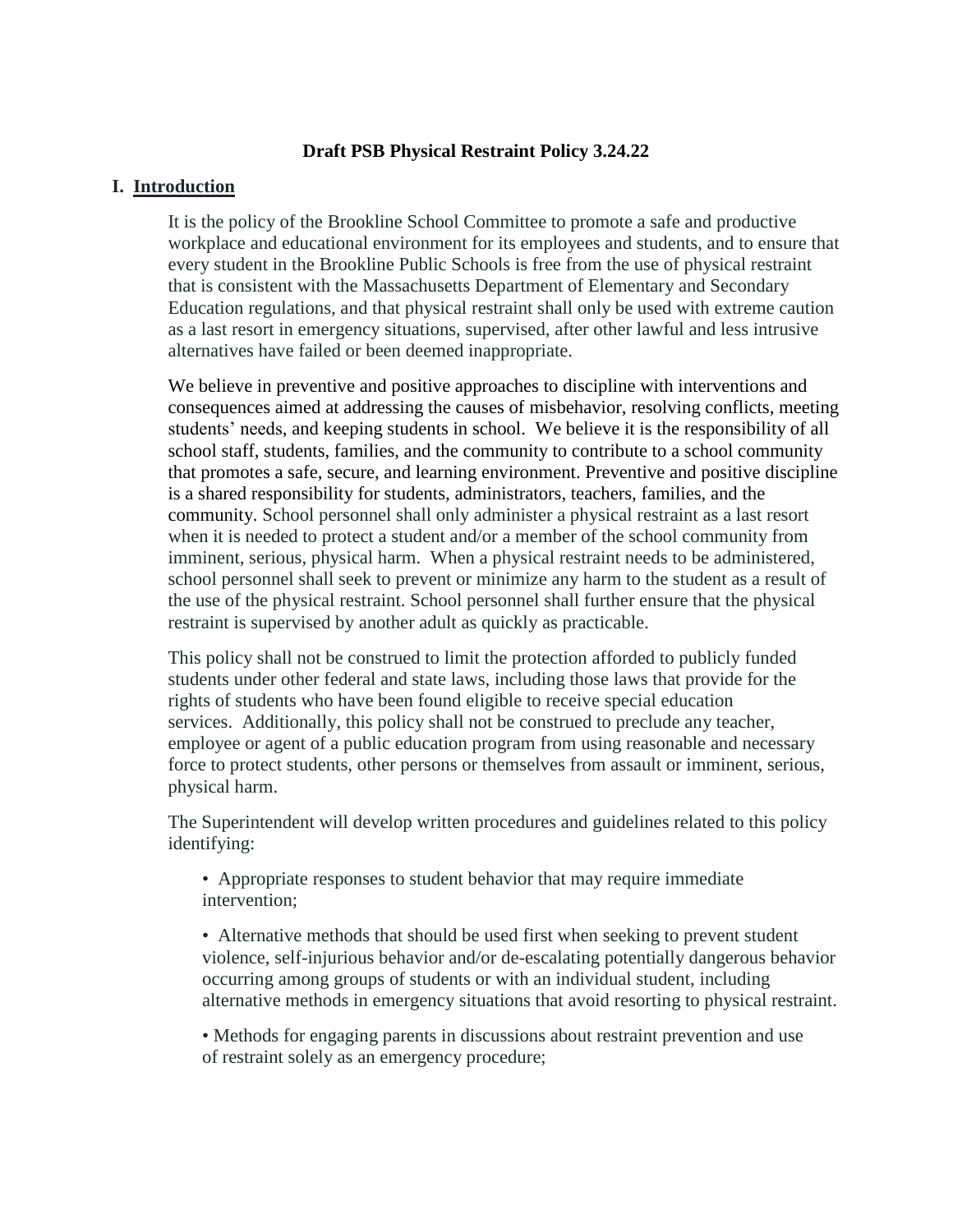**Draft PSB Physical Restraint Policy 3.24.22**

## I. Introduction

It is the policy of the Brookline School Committee to promote a safe and productive workplace and educational environment for its employees and students, and to ensure that every student in the Brookline Public Schools is free from the use of physical restraint that is consistent with the Massachusetts Department of Elementary and Secondary Education regulations, and that physical restraint shall only be used with extreme caution as a last resort in emergency situations, supervised, after other lawful and less intrusive alternatives have failed or been deemed inappropriate.

We believe in preventive and positive approaches to discipline with interventions and consequences aimed at addressing the causes of misbehavior, resolving conflicts, meeting students' needs, and keeping students in school. We believe it is the responsibility of all school staff, students, families, and the community to contribute to a school community that promotes a safe, secure, and learning environment. Preventive and positive discipline is a shared responsibility for students, administrators, teachers, families, and the community. School personnel shall only administer a physical restraint as a last resort when it is needed to protect a student and/or a member of the school community from imminent, serious, physical harm. When a physical restraint needs to be administered, school personnel shall seek to prevent or minimize any harm to the student as a result of the use of the physical restraint. School personnel shall further ensure that the physical restraint is supervised by another adult as quickly as practicable.

This policy shall not be construed to limit the protection afforded to publicly funded students under other federal and state laws, including those laws that provide for the rights of students who have been found eligible to receive special education services. Additionally, this policy shall not be construed to preclude any teacher, employee or agent of a public education program from using reasonable and necessary force to protect students, other persons or themselves from assault or imminent, serious, physical harm.

The Superintendent will develop written procedures and guidelines related to this policy identifying:

- Appropriate responses to student behavior that may require immediate intervention;
- Alternative methods that should be used first when seeking to prevent student violence, self-injurious behavior and/or de-escalating potentially dangerous behavior occurring among groups of students or with an individual student, including alternative methods in emergency situations that avoid resorting to physical restraint.
- Methods for engaging parents in discussions about restraint prevention and use of restraint solely as an emergency procedure;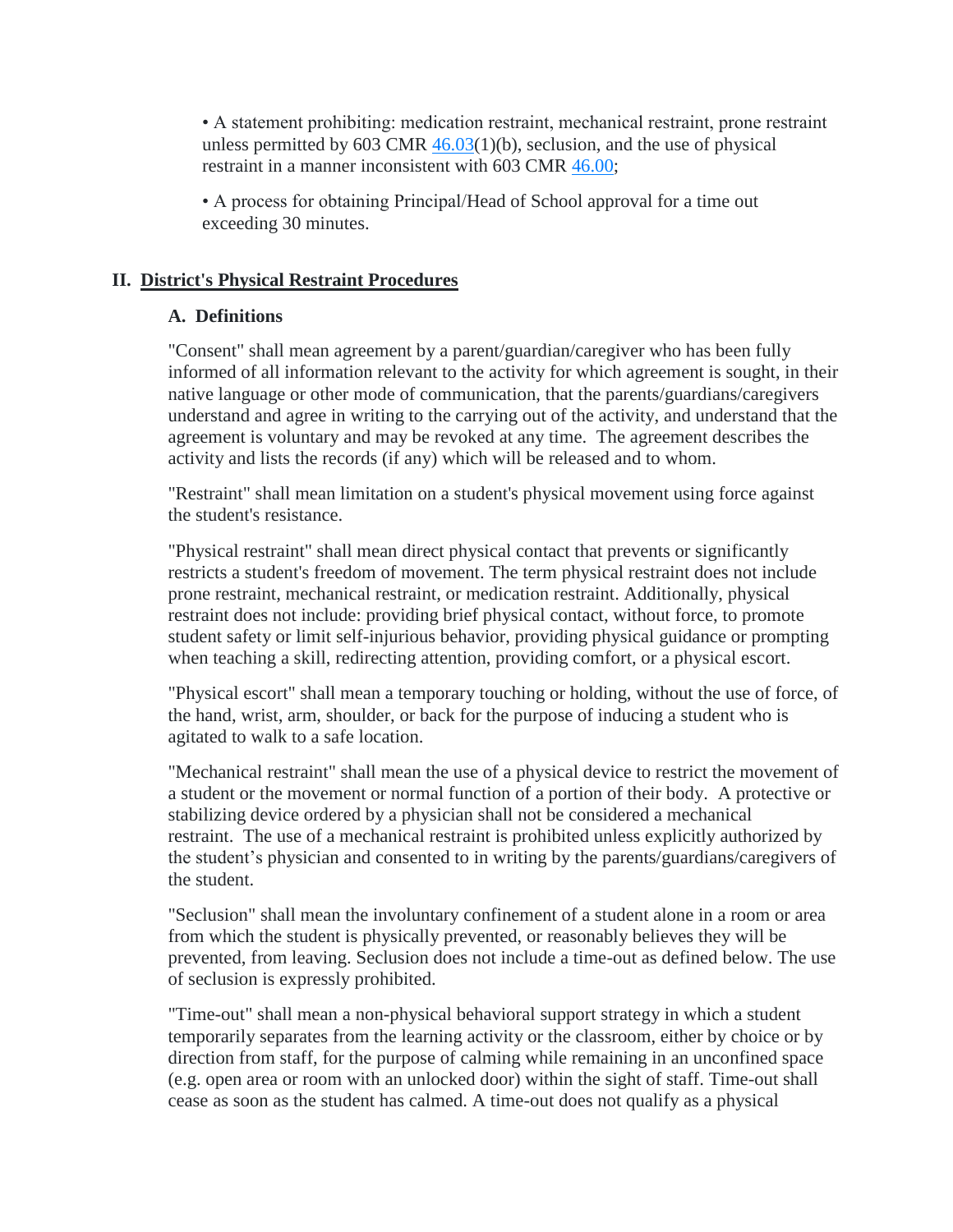- A statement prohibiting: medication restraint, mechanical restraint, prone restraint unless permitted by 603 CMR 46.03(1)(b), seclusion, and the use of physical restraint in a manner inconsistent with 603 CMR 46.00;

- A process for obtaining Principal/Head of School approval for a time out exceeding 30 minutes.

## II. District's Physical Restraint Procedures

### A. Definitions

"Consent" shall mean agreement by a parent/guardian/caregiver who has been fully informed of all information relevant to the activity for which agreement is sought, in their native language or other mode of communication, that the parents/guardians/caregivers understand and agree in writing to the carrying out of the activity, and understand that the agreement is voluntary and may be revoked at any time. The agreement describes the activity and lists the records (if any) which will be released and to whom.

"Restraint" shall mean limitation on a student's physical movement using force against the student's resistance.

"Physical restraint" shall mean direct physical contact that prevents or significantly restricts a student's freedom of movement. The term physical restraint does not include prone restraint, mechanical restraint, or medication restraint. Additionally, physical restraint does not include: providing brief physical contact, without force, to promote student safety or limit self-injurious behavior, providing physical guidance or prompting when teaching a skill, redirecting attention, providing comfort, or a physical escort.

"Physical escort" shall mean a temporary touching or holding, without the use of force, of the hand, wrist, arm, shoulder, or back for the purpose of inducing a student who is agitated to walk to a safe location.

"Mechanical restraint" shall mean the use of a physical device to restrict the movement of a student or the movement or normal function of a portion of their body. A protective or stabilizing device ordered by a physician shall not be considered a mechanical restraint. The use of a mechanical restraint is prohibited unless explicitly authorized by the student's physician and consented to in writing by the parents/guardians/caregivers of the student.

"Seclusion" shall mean the involuntary confinement of a student alone in a room or area from which the student is physically prevented, or reasonably believes they will be prevented, from leaving. Seclusion does not include a time-out as defined below. The use of seclusion is expressly prohibited.

"Time-out" shall mean a non-physical behavioral support strategy in which a student temporarily separates from the learning activity or the classroom, either by choice or by direction from staff, for the purpose of calming while remaining in an unconfined space (e.g. open area or room with an unlocked door) within the sight of staff. Time-out shall cease as soon as the student has calmed. A time-out does not qualify as a physical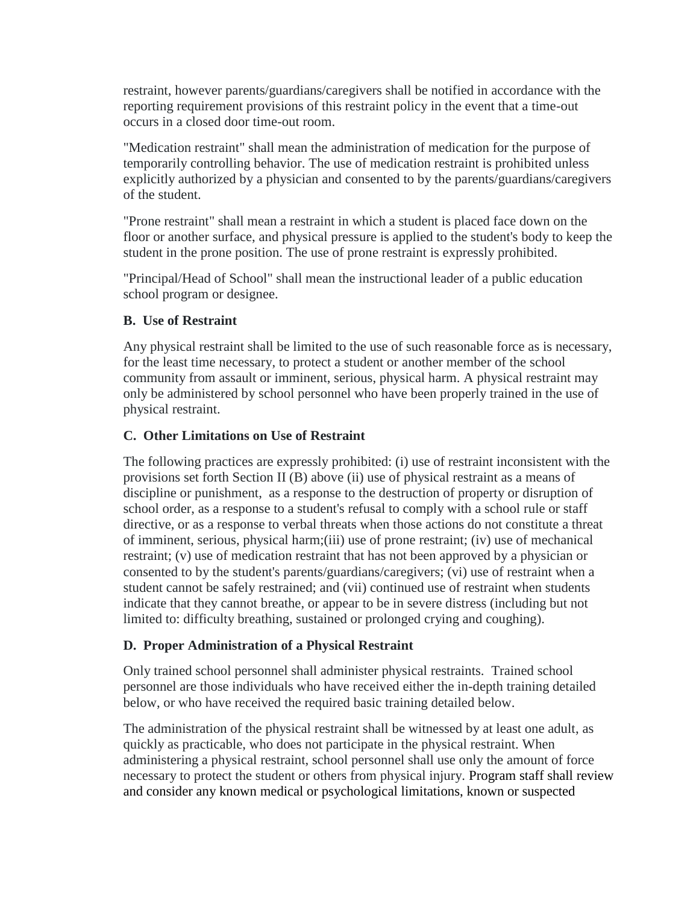restraint, however parents/guardians/caregivers shall be notified in accordance with the reporting requirement provisions of this restraint policy in the event that a time-out occurs in a closed door time-out room.

"Medication restraint" shall mean the administration of medication for the purpose of temporarily controlling behavior. The use of medication restraint is prohibited unless explicitly authorized by a physician and consented to by the parents/guardians/caregivers of the student.

"Prone restraint" shall mean a restraint in which a student is placed face down on the floor or another surface, and physical pressure is applied to the student's body to keep the student in the prone position. The use of prone restraint is expressly prohibited.

"Principal/Head of School" shall mean the instructional leader of a public education school program or designee.

**B. Use of Restraint**

Any physical restraint shall be limited to the use of such reasonable force as is necessary, for the least time necessary, to protect a student or another member of the school community from assault or imminent, serious, physical harm. A physical restraint may only be administered by school personnel who have been properly trained in the use of physical restraint.

**C. Other Limitations on Use of Restraint**

The following practices are expressly prohibited: (i) use of restraint inconsistent with the provisions set forth Section II (B) above (ii) use of physical restraint as a means of discipline or punishment, as a response to the destruction of property or disruption of school order, as a response to a student's refusal to comply with a school rule or staff directive, or as a response to verbal threats when those actions do not constitute a threat of imminent, serious, physical harm;(iii) use of prone restraint; (iv) use of mechanical restraint; (v) use of medication restraint that has not been approved by a physician or consented to by the student's parents/guardians/caregivers; (vi) use of restraint when a student cannot be safely restrained; and (vii) continued use of restraint when students indicate that they cannot breathe, or appear to be in severe distress (including but not limited to: difficulty breathing, sustained or prolonged crying and coughing).

**D. Proper Administration of a Physical Restraint**

Only trained school personnel shall administer physical restraints. Trained school personnel are those individuals who have received either the in-depth training detailed below, or who have received the required basic training detailed below.

The administration of the physical restraint shall be witnessed by at least one adult, as quickly as practicable, who does not participate in the physical restraint. When administering a physical restraint, school personnel shall use only the amount of force necessary to protect the student or others from physical injury. Program staff shall review and consider any known medical or psychological limitations, known or suspected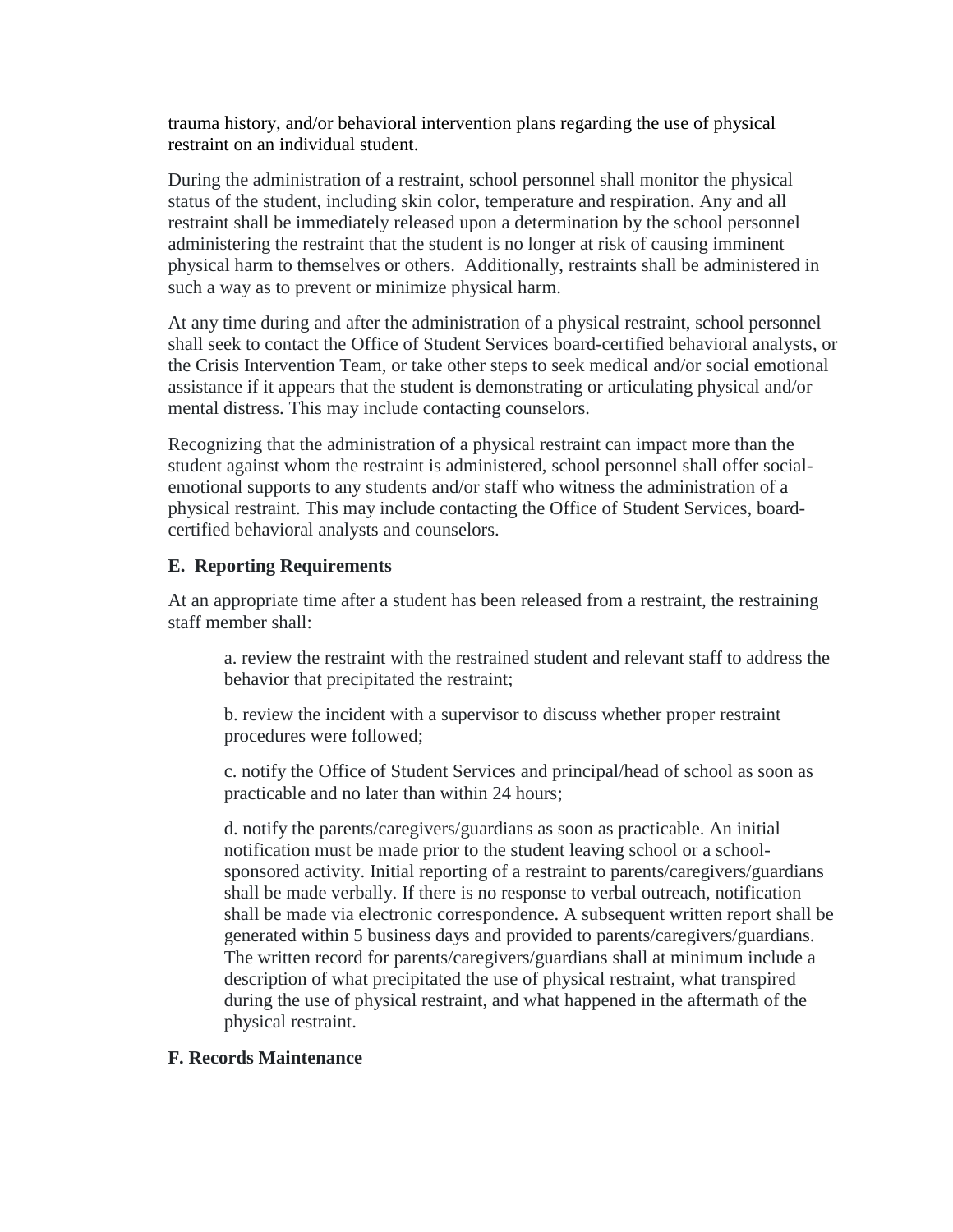trauma history, and/or behavioral intervention plans regarding the use of physical restraint on an individual student.

During the administration of a restraint, school personnel shall monitor the physical status of the student, including skin color, temperature and respiration. Any and all restraint shall be immediately released upon a determination by the school personnel administering the restraint that the student is no longer at risk of causing imminent physical harm to themselves or others. Additionally, restraints shall be administered in such a way as to prevent or minimize physical harm.

At any time during and after the administration of a physical restraint, school personnel shall seek to contact the Office of Student Services board-certified behavioral analysts, or the Crisis Intervention Team, or take other steps to seek medical and/or social emotional assistance if it appears that the student is demonstrating or articulating physical and/or mental distress. This may include contacting counselors.

Recognizing that the administration of a physical restraint can impact more than the student against whom the restraint is administered, school personnel shall offer social-emotional supports to any students and/or staff who witness the administration of a physical restraint. This may include contacting the Office of Student Services, board-certified behavioral analysts and counselors.

### E. Reporting Requirements

At an appropriate time after a student has been released from a restraint, the restraining staff member shall:

a. review the restraint with the restrained student and relevant staff to address the behavior that precipitated the restraint;

b. review the incident with a supervisor to discuss whether proper restraint procedures were followed;

c. notify the Office of Student Services and principal/head of school as soon as practicable and no later than within 24 hours;

d. notify the parents/caregivers/guardians as soon as practicable. An initial notification must be made prior to the student leaving school or a school-sponsored activity. Initial reporting of a restraint to parents/caregivers/guardians shall be made verbally. If there is no response to verbal outreach, notification shall be made via electronic correspondence. A subsequent written report shall be generated within 5 business days and provided to parents/caregivers/guardians. The written record for parents/caregivers/guardians shall at minimum include a description of what precipitated the use of physical restraint, what transpired during the use of physical restraint, and what happened in the aftermath of the physical restraint.

### F. Records Maintenance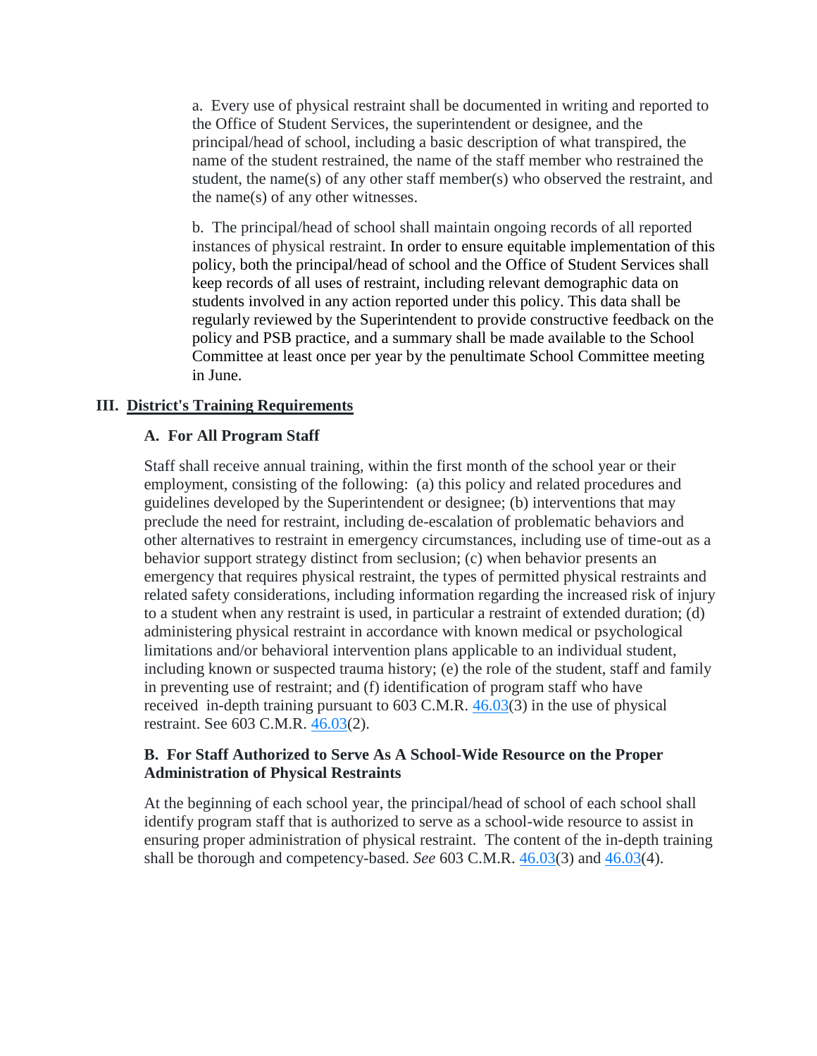a. Every use of physical restraint shall be documented in writing and reported to the Office of Student Services, the superintendent or designee, and the principal/head of school, including a basic description of what transpired, the name of the student restrained, the name of the staff member who restrained the student, the name(s) of any other staff member(s) who observed the restraint, and the name(s) of any other witnesses.

b. The principal/head of school shall maintain ongoing records of all reported instances of physical restraint. In order to ensure equitable implementation of this policy, both the principal/head of school and the Office of Student Services shall keep records of all uses of restraint, including relevant demographic data on students involved in any action reported under this policy. This data shall be regularly reviewed by the Superintendent to provide constructive feedback on the policy and PSB practice, and a summary shall be made available to the School Committee at least once per year by the penultimate School Committee meeting in June.

## III. District's Training Requirements

### A. For All Program Staff

Staff shall receive annual training, within the first month of the school year or their employment, consisting of the following: (a) this policy and related procedures and guidelines developed by the Superintendent or designee; (b) interventions that may preclude the need for restraint, including de-escalation of problematic behaviors and other alternatives to restraint in emergency circumstances, including use of time-out as a behavior support strategy distinct from seclusion; (c) when behavior presents an emergency that requires physical restraint, the types of permitted physical restraints and related safety considerations, including information regarding the increased risk of injury to a student when any restraint is used, in particular a restraint of extended duration; (d) administering physical restraint in accordance with known medical or psychological limitations and/or behavioral intervention plans applicable to an individual student, including known or suspected trauma history; (e) the role of the student, staff and family in preventing use of restraint; and (f) identification of program staff who have received in-depth training pursuant to 603 C.M.R. 46.03(3) in the use of physical restraint. See 603 C.M.R. 46.03(2).

### B. For Staff Authorized to Serve As A School-Wide Resource on the Proper Administration of Physical Restraints

At the beginning of each school year, the principal/head of school of each school shall identify program staff that is authorized to serve as a school-wide resource to assist in ensuring proper administration of physical restraint. The content of the in-depth training shall be thorough and competency-based. *See* 603 C.M.R. 46.03(3) and 46.03(4).